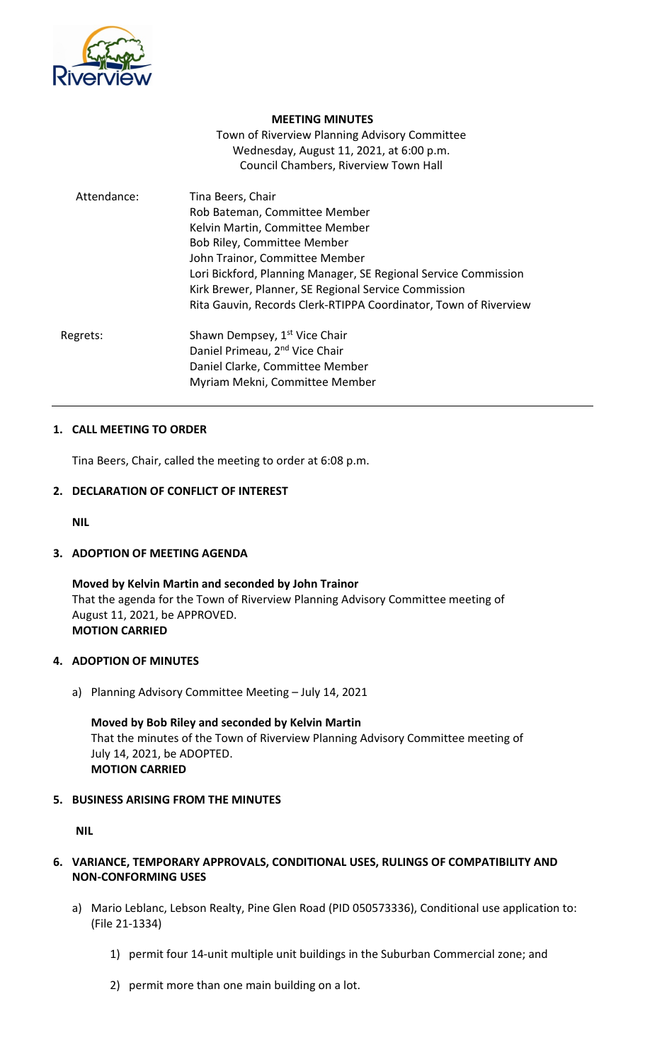**MEETING MINUTES**

Town of Riverview Planning Advisory Committee
Wednesday, August 11, 2021, at 6:00 p.m.
Council Chambers, Riverview Town Hall

Attendance:
Tina Beers, Chair
Rob Bateman, Committee Member
Kelvin Martin, Committee Member
Bob Riley, Committee Member
John Trainor, Committee Member
Lori Bickford, Planning Manager, SE Regional Service Commission
Kirk Brewer, Planner, SE Regional Service Commission
Rita Gauvin, Records Clerk-RTIPPA Coordinator, Town of Riverview

Regrets:
Shawn Dempsey, 1st Vice Chair
Daniel Primeau, 2nd Vice Chair
Daniel Clarke, Committee Member
Myriam Mekni, Committee Member

---

## 1. CALL MEETING TO ORDER

Tina Beers, Chair, called the meeting to order at 6:08 p.m.

## 2. DECLARATION OF CONFLICT OF INTEREST

**NIL**

## 3. ADOPTION OF MEETING AGENDA

**Moved by Kelvin Martin and seconded by John Trainor**
That the agenda for the Town of Riverview Planning Advisory Committee meeting of August 11, 2021, be APPROVED.
**MOTION CARRIED**

## 4. ADOPTION OF MINUTES

a) Planning Advisory Committee Meeting – July 14, 2021

**Moved by Bob Riley and seconded by Kelvin Martin**
That the minutes of the Town of Riverview Planning Advisory Committee meeting of July 14, 2021, be ADOPTED.
**MOTION CARRIED**

## 5. BUSINESS ARISING FROM THE MINUTES

**NIL**

## 6. VARIANCE, TEMPORARY APPROVALS, CONDITIONAL USES, RULINGS OF COMPATIBILITY AND NON-CONFORMING USES

a) Mario Leblanc, Lebson Realty, Pine Glen Road (PID 050573336), Conditional use application to: (File 21-1334)

1) permit four 14-unit multiple unit buildings in the Suburban Commercial zone; and

2) permit more than one main building on a lot.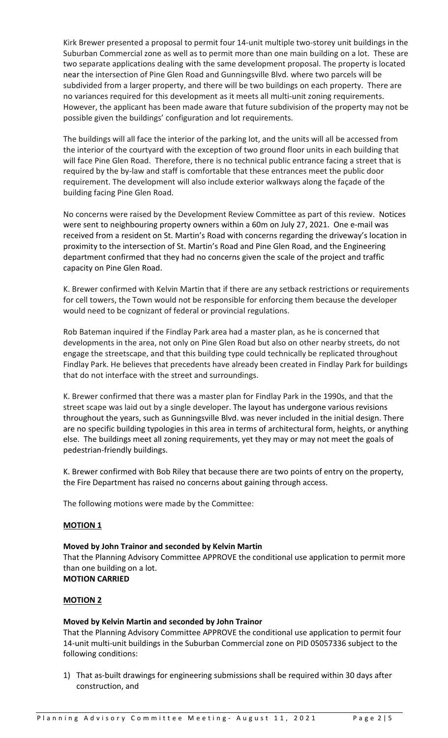Kirk Brewer presented a proposal to permit four 14-unit multiple two-storey unit buildings in the Suburban Commercial zone as well as to permit more than one main building on a lot. These are two separate applications dealing with the same development proposal. The property is located near the intersection of Pine Glen Road and Gunningsville Blvd. where two parcels will be subdivided from a larger property, and there will be two buildings on each property. There are no variances required for this development as it meets all multi-unit zoning requirements. However, the applicant has been made aware that future subdivision of the property may not be possible given the buildings' configuration and lot requirements.

The buildings will all face the interior of the parking lot, and the units will all be accessed from the interior of the courtyard with the exception of two ground floor units in each building that will face Pine Glen Road. Therefore, there is no technical public entrance facing a street that is required by the by-law and staff is comfortable that these entrances meet the public door requirement. The development will also include exterior walkways along the façade of the building facing Pine Glen Road.

No concerns were raised by the Development Review Committee as part of this review. Notices were sent to neighbouring property owners within a 60m on July 27, 2021. One e-mail was received from a resident on St. Martin's Road with concerns regarding the driveway's location in proximity to the intersection of St. Martin's Road and Pine Glen Road, and the Engineering department confirmed that they had no concerns given the scale of the project and traffic capacity on Pine Glen Road.

K. Brewer confirmed with Kelvin Martin that if there are any setback restrictions or requirements for cell towers, the Town would not be responsible for enforcing them because the developer would need to be cognizant of federal or provincial regulations.

Rob Bateman inquired if the Findlay Park area had a master plan, as he is concerned that developments in the area, not only on Pine Glen Road but also on other nearby streets, do not engage the streetscape, and that this building type could technically be replicated throughout Findlay Park. He believes that precedents have already been created in Findlay Park for buildings that do not interface with the street and surroundings.

K. Brewer confirmed that there was a master plan for Findlay Park in the 1990s, and that the street scape was laid out by a single developer. The layout has undergone various revisions throughout the years, such as Gunningsville Blvd. was never included in the initial design. There are no specific building typologies in this area in terms of architectural form, heights, or anything else. The buildings meet all zoning requirements, yet they may or may not meet the goals of pedestrian-friendly buildings.

K. Brewer confirmed with Bob Riley that because there are two points of entry on the property, the Fire Department has raised no concerns about gaining through access.

The following motions were made by the Committee:

**MOTION 1**

**Moved by John Trainor and seconded by Kelvin Martin**
That the Planning Advisory Committee APPROVE the conditional use application to permit more than one building on a lot.
**MOTION CARRIED**

**MOTION 2**

**Moved by Kelvin Martin and seconded by John Trainor**
That the Planning Advisory Committee APPROVE the conditional use application to permit four 14-unit multi-unit buildings in the Suburban Commercial zone on PID 05057336 subject to the following conditions:

1) That as-built drawings for engineering submissions shall be required within 30 days after construction, and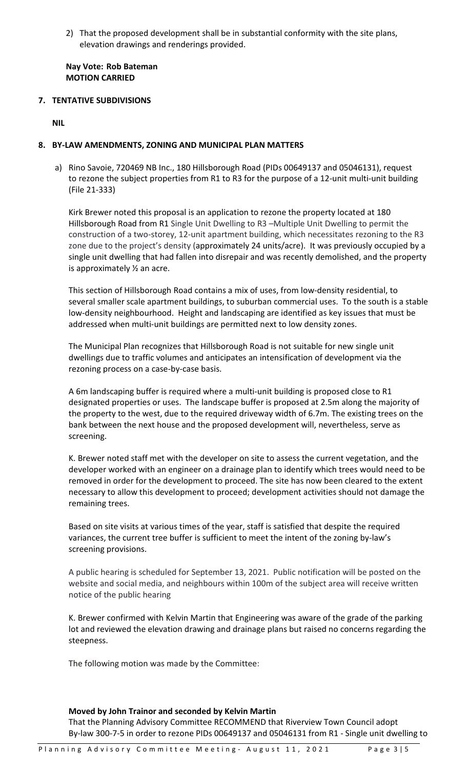2) That the proposed development shall be in substantial conformity with the site plans, elevation drawings and renderings provided.

**Nay Vote: Rob Bateman**
**MOTION CARRIED**

## 7. TENTATIVE SUBDIVISIONS

**NIL**

## 8. BY-LAW AMENDMENTS, ZONING AND MUNICIPAL PLAN MATTERS

a) Rino Savoie, 720469 NB Inc., 180 Hillsborough Road (PIDs 00649137 and 05046131), request to rezone the subject properties from R1 to R3 for the purpose of a 12-unit multi-unit building (File 21-333)

Kirk Brewer noted this proposal is an application to rezone the property located at 180 Hillsborough Road from R1 Single Unit Dwelling to R3 –Multiple Unit Dwelling to permit the construction of a two-storey, 12-unit apartment building, which necessitates rezoning to the R3 zone due to the project's density (approximately 24 units/acre). It was previously occupied by a single unit dwelling that had fallen into disrepair and was recently demolished, and the property is approximately ½ an acre.

This section of Hillsborough Road contains a mix of uses, from low-density residential, to several smaller scale apartment buildings, to suburban commercial uses. To the south is a stable low-density neighbourhood. Height and landscaping are identified as key issues that must be addressed when multi-unit buildings are permitted next to low density zones.

The Municipal Plan recognizes that Hillsborough Road is not suitable for new single unit dwellings due to traffic volumes and anticipates an intensification of development via the rezoning process on a case-by-case basis.

A 6m landscaping buffer is required where a multi-unit building is proposed close to R1 designated properties or uses. The landscape buffer is proposed at 2.5m along the majority of the property to the west, due to the required driveway width of 6.7m. The existing trees on the bank between the next house and the proposed development will, nevertheless, serve as screening.

K. Brewer noted staff met with the developer on site to assess the current vegetation, and the developer worked with an engineer on a drainage plan to identify which trees would need to be removed in order for the development to proceed. The site has now been cleared to the extent necessary to allow this development to proceed; development activities should not damage the remaining trees.

Based on site visits at various times of the year, staff is satisfied that despite the required variances, the current tree buffer is sufficient to meet the intent of the zoning by-law's screening provisions.

A public hearing is scheduled for September 13, 2021. Public notification will be posted on the website and social media, and neighbours within 100m of the subject area will receive written notice of the public hearing

K. Brewer confirmed with Kelvin Martin that Engineering was aware of the grade of the parking lot and reviewed the elevation drawing and drainage plans but raised no concerns regarding the steepness.

The following motion was made by the Committee:

**Moved by John Trainor and seconded by Kelvin Martin**
That the Planning Advisory Committee RECOMMEND that Riverview Town Council adopt By-law 300-7-5 in order to rezone PIDs 00649137 and 05046131 from R1 - Single unit dwelling to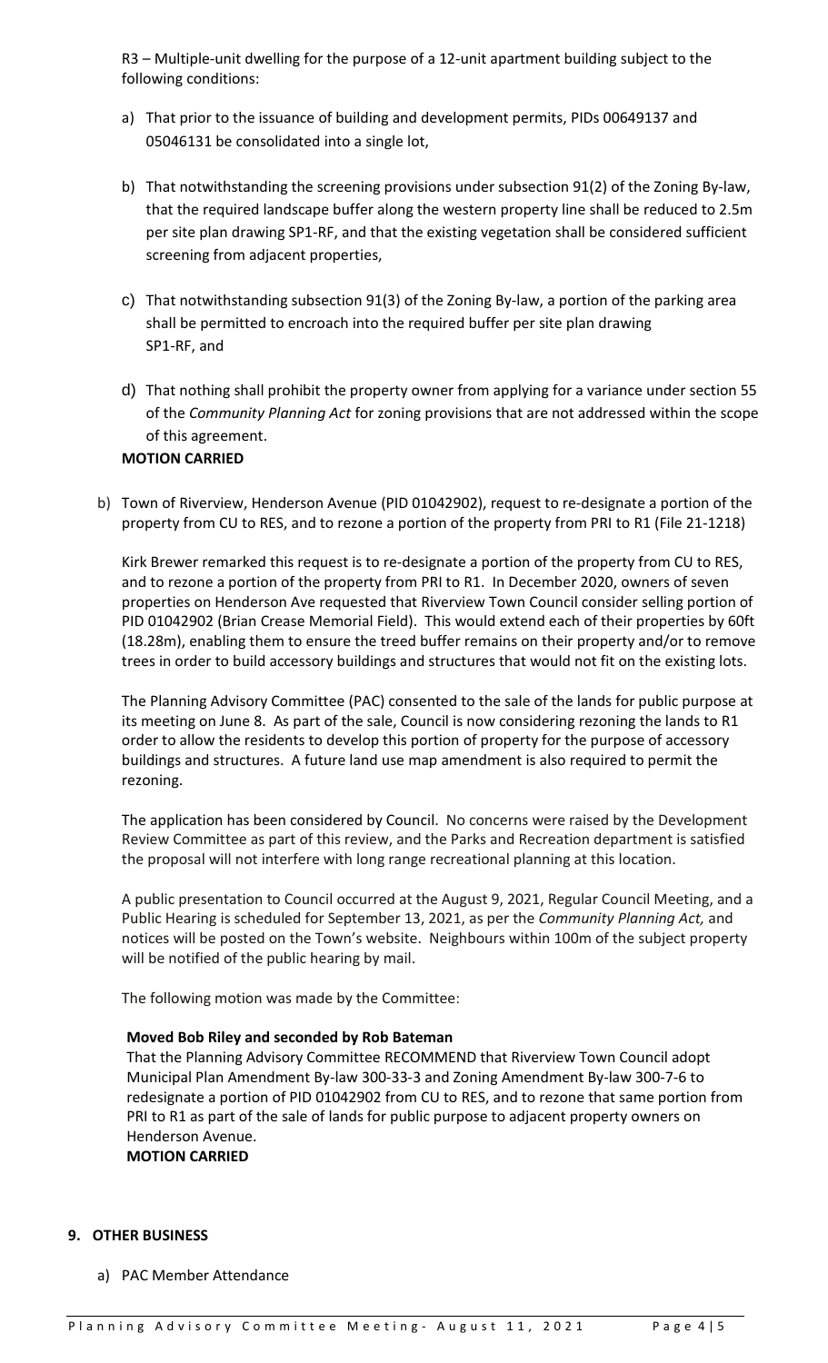R3 – Multiple-unit dwelling for the purpose of a 12-unit apartment building subject to the following conditions:

a) That prior to the issuance of building and development permits, PIDs 00649137 and 05046131 be consolidated into a single lot,

b) That notwithstanding the screening provisions under subsection 91(2) of the Zoning By-law, that the required landscape buffer along the western property line shall be reduced to 2.5m per site plan drawing SP1-RF, and that the existing vegetation shall be considered sufficient screening from adjacent properties,

c) That notwithstanding subsection 91(3) of the Zoning By-law, a portion of the parking area shall be permitted to encroach into the required buffer per site plan drawing SP1-RF, and

d) That nothing shall prohibit the property owner from applying for a variance under section 55 of the *Community Planning Act* for zoning provisions that are not addressed within the scope of this agreement.

**MOTION CARRIED**

b) Town of Riverview, Henderson Avenue (PID 01042902), request to re-designate a portion of the property from CU to RES, and to rezone a portion of the property from PRI to R1 (File 21-1218)

Kirk Brewer remarked this request is to re-designate a portion of the property from CU to RES, and to rezone a portion of the property from PRI to R1. In December 2020, owners of seven properties on Henderson Ave requested that Riverview Town Council consider selling portion of PID 01042902 (Brian Crease Memorial Field). This would extend each of their properties by 60ft (18.28m), enabling them to ensure the treed buffer remains on their property and/or to remove trees in order to build accessory buildings and structures that would not fit on the existing lots.

The Planning Advisory Committee (PAC) consented to the sale of the lands for public purpose at its meeting on June 8. As part of the sale, Council is now considering rezoning the lands to R1 order to allow the residents to develop this portion of property for the purpose of accessory buildings and structures. A future land use map amendment is also required to permit the rezoning.

The application has been considered by Council. No concerns were raised by the Development Review Committee as part of this review, and the Parks and Recreation department is satisfied the proposal will not interfere with long range recreational planning at this location.

A public presentation to Council occurred at the August 9, 2021, Regular Council Meeting, and a Public Hearing is scheduled for September 13, 2021, as per the *Community Planning Act,* and notices will be posted on the Town's website. Neighbours within 100m of the subject property will be notified of the public hearing by mail.

The following motion was made by the Committee:

**Moved Bob Riley and seconded by Rob Bateman**

That the Planning Advisory Committee RECOMMEND that Riverview Town Council adopt Municipal Plan Amendment By-law 300-33-3 and Zoning Amendment By-law 300-7-6 to redesignate a portion of PID 01042902 from CU to RES, and to rezone that same portion from PRI to R1 as part of the sale of lands for public purpose to adjacent property owners on Henderson Avenue.

**MOTION CARRIED**

## 9. OTHER BUSINESS

a) PAC Member Attendance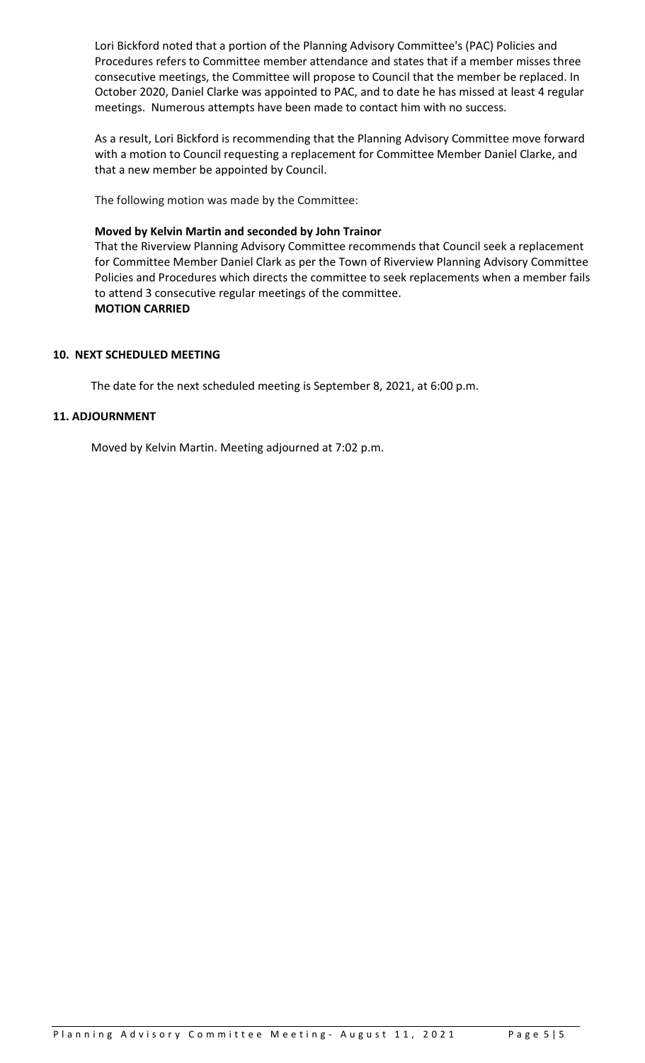Lori Bickford noted that a portion of the Planning Advisory Committee's (PAC) Policies and Procedures refers to Committee member attendance and states that if a member misses three consecutive meetings, the Committee will propose to Council that the member be replaced. In October 2020, Daniel Clarke was appointed to PAC, and to date he has missed at least 4 regular meetings. Numerous attempts have been made to contact him with no success.

As a result, Lori Bickford is recommending that the Planning Advisory Committee move forward with a motion to Council requesting a replacement for Committee Member Daniel Clarke, and that a new member be appointed by Council.

The following motion was made by the Committee:

**Moved by Kelvin Martin and seconded by John Trainor**
That the Riverview Planning Advisory Committee recommends that Council seek a replacement for Committee Member Daniel Clark as per the Town of Riverview Planning Advisory Committee Policies and Procedures which directs the committee to seek replacements when a member fails to attend 3 consecutive regular meetings of the committee.
**MOTION CARRIED**

## 10. NEXT SCHEDULED MEETING

The date for the next scheduled meeting is September 8, 2021, at 6:00 p.m.

## 11. ADJOURNMENT

Moved by Kelvin Martin. Meeting adjourned at 7:02 p.m.